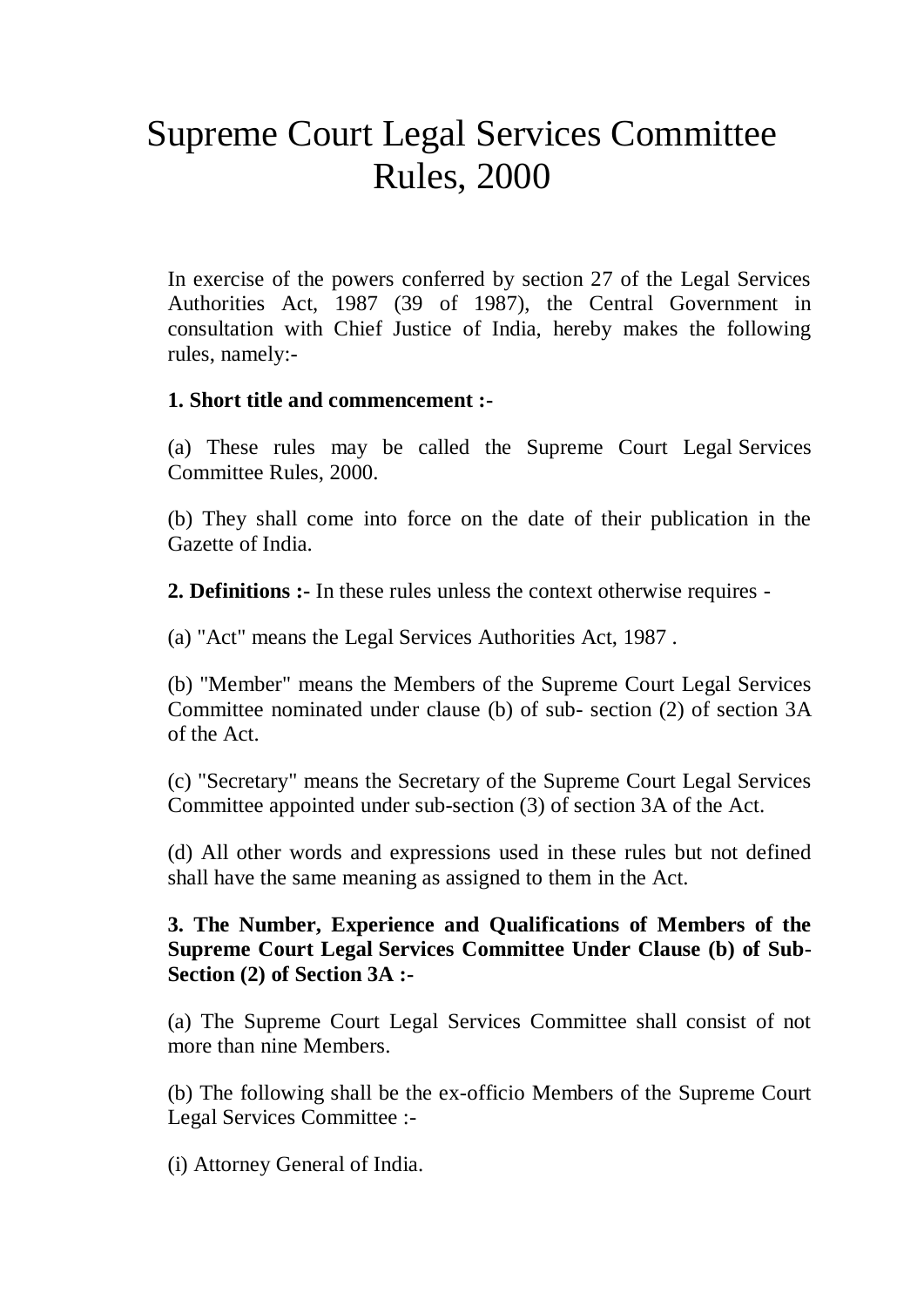# Supreme Court Legal Services Committee Rules, 2000

In exercise of the powers conferred by section 27 of the Legal Services Authorities Act, 1987 (39 of 1987), the Central Government in consultation with Chief Justice of India, hereby makes the following rules, namely:-

**1. Short title and commencement :-**

(a) These rules may be called the Supreme Court Legal Services Committee Rules, 2000.

(b) They shall come into force on the date of their publication in the Gazette of India.

**2. Definitions :-** In these rules unless the context otherwise requires -

(a) "Act" means the Legal Services Authorities Act, 1987 .

(b) "Member" means the Members of the Supreme Court Legal Services Committee nominated under clause (b) of sub- section (2) of section 3A of the Act.

(c) "Secretary" means the Secretary of the Supreme Court Legal Services Committee appointed under sub-section (3) of section 3A of the Act.

(d) All other words and expressions used in these rules but not defined shall have the same meaning as assigned to them in the Act.

**3. The Number, Experience and Qualifications of Members of the Supreme Court Legal Services Committee Under Clause (b) of Sub-Section (2) of Section 3A :-**

(a) The Supreme Court Legal Services Committee shall consist of not more than nine Members.

(b) The following shall be the ex-officio Members of the Supreme Court Legal Services Committee :-

(i) Attorney General of India.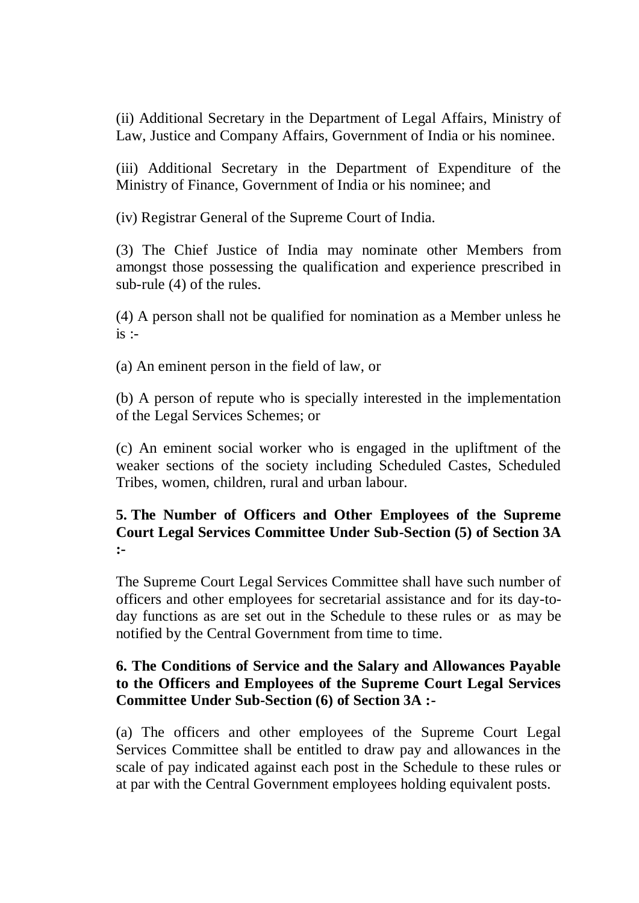(ii) Additional Secretary in the Department of Legal Affairs, Ministry of Law, Justice and Company Affairs, Government of India or his nominee.

(iii) Additional Secretary in the Department of Expenditure of the Ministry of Finance, Government of India or his nominee; and

(iv) Registrar General of the Supreme Court of India.

(3) The Chief Justice of India may nominate other Members from amongst those possessing the qualification and experience prescribed in sub-rule (4) of the rules.

(4) A person shall not be qualified for nomination as a Member unless he is :-

(a) An eminent person in the field of law, or

(b) A person of repute who is specially interested in the implementation of the Legal Services Schemes; or

(c) An eminent social worker who is engaged in the upliftment of the weaker sections of the society including Scheduled Castes, Scheduled Tribes, women, children, rural and urban labour.

**5. The Number of Officers and Other Employees of the Supreme Court Legal Services Committee Under Sub-Section (5) of Section 3A :-**

The Supreme Court Legal Services Committee shall have such number of officers and other employees for secretarial assistance and for its day-to-day functions as are set out in the Schedule to these rules or as may be notified by the Central Government from time to time.

**6. The Conditions of Service and the Salary and Allowances Payable to the Officers and Employees of the Supreme Court Legal Services Committee Under Sub-Section (6) of Section 3A :-**

(a) The officers and other employees of the Supreme Court Legal Services Committee shall be entitled to draw pay and allowances in the scale of pay indicated against each post in the Schedule to these rules or at par with the Central Government employees holding equivalent posts.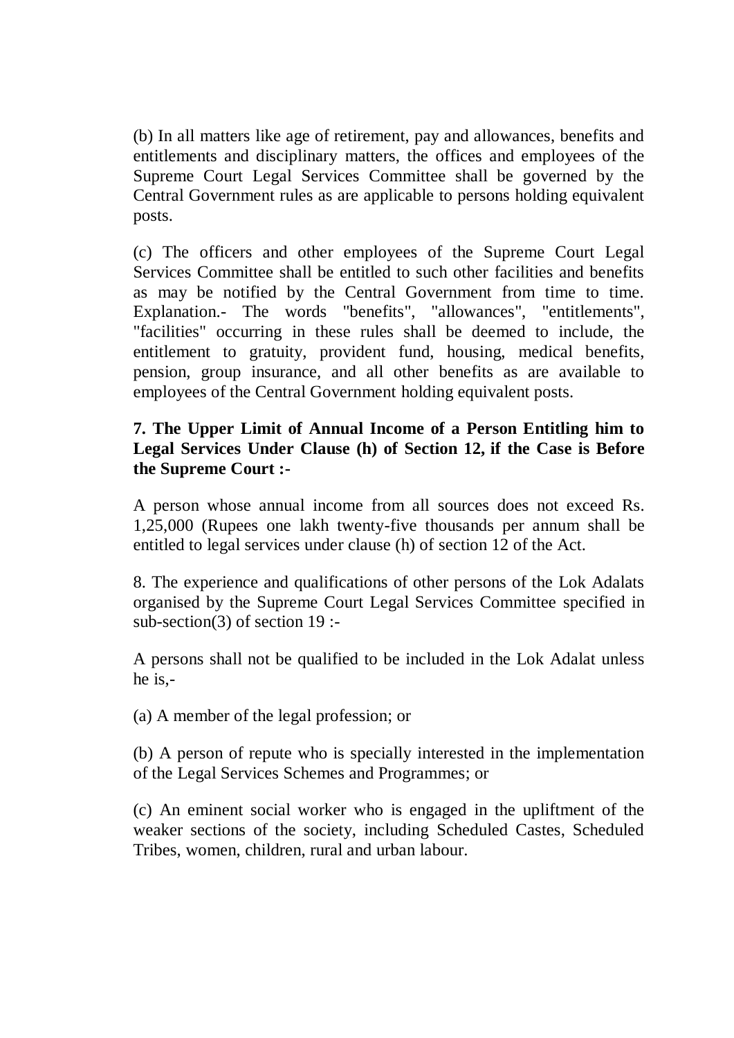(b) In all matters like age of retirement, pay and allowances, benefits and entitlements and disciplinary matters, the offices and employees of the Supreme Court Legal Services Committee shall be governed by the Central Government rules as are applicable to persons holding equivalent posts.

(c) The officers and other employees of the Supreme Court Legal Services Committee shall be entitled to such other facilities and benefits as may be notified by the Central Government from time to time. Explanation.- The words "benefits", "allowances", "entitlements", "facilities" occurring in these rules shall be deemed to include, the entitlement to gratuity, provident fund, housing, medical benefits, pension, group insurance, and all other benefits as are available to employees of the Central Government holding equivalent posts.

**7. The Upper Limit of Annual Income of a Person Entitling him to Legal Services Under Clause (h) of Section 12, if the Case is Before the Supreme Court :-**

A person whose annual income from all sources does not exceed Rs. 1,25,000 (Rupees one lakh twenty-five thousands per annum shall be entitled to legal services under clause (h) of section 12 of the Act.

8. The experience and qualifications of other persons of the Lok Adalats organised by the Supreme Court Legal Services Committee specified in sub-section(3) of section 19 :-

A persons shall not be qualified to be included in the Lok Adalat unless he is,-

(a) A member of the legal profession; or

(b) A person of repute who is specially interested in the implementation of the Legal Services Schemes and Programmes; or

(c) An eminent social worker who is engaged in the upliftment of the weaker sections of the society, including Scheduled Castes, Scheduled Tribes, women, children, rural and urban labour.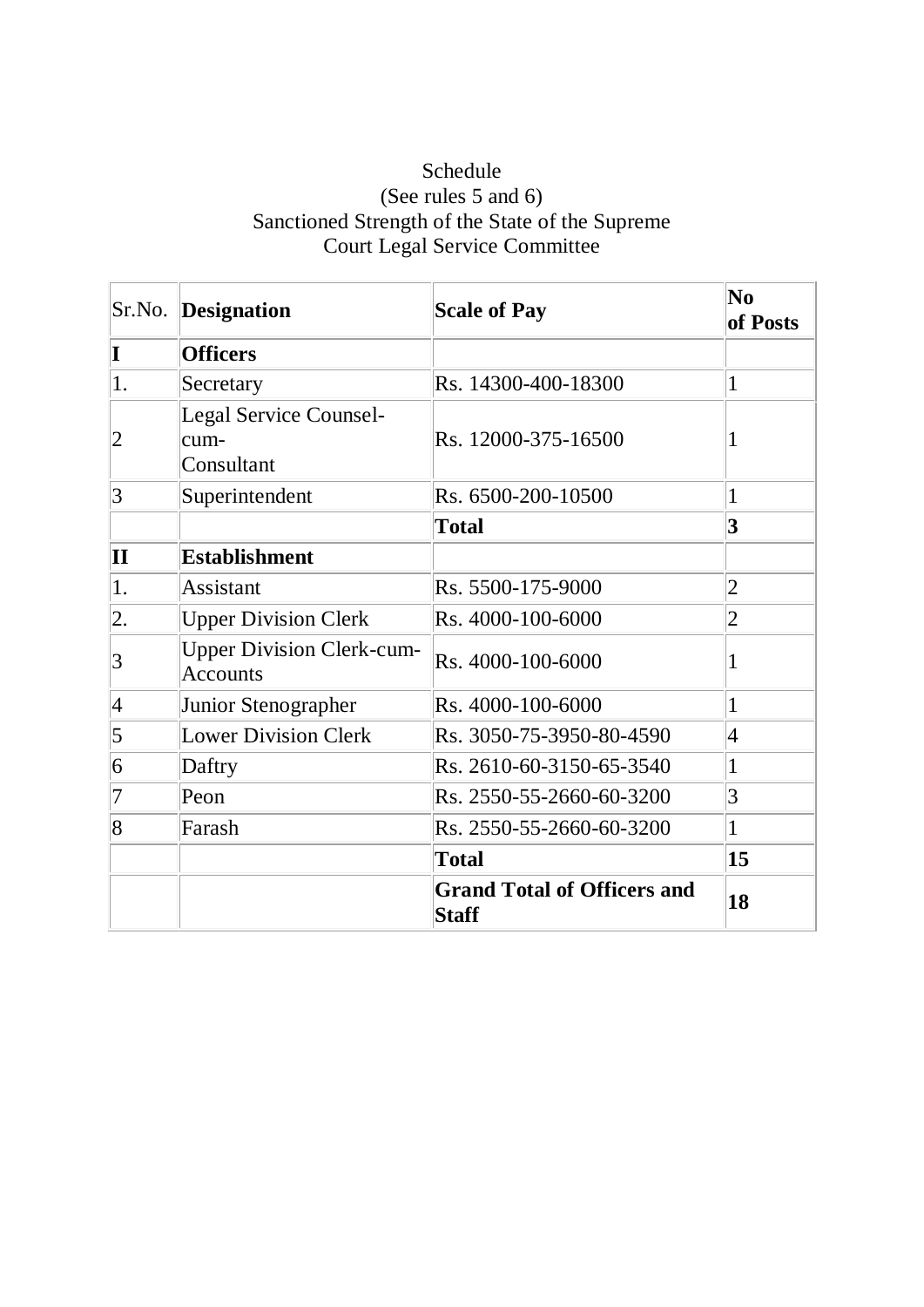Schedule
(See rules 5 and 6)
Sanctioned Strength of the State of the Supreme
Court Legal Service Committee

| Sr.No. | **Designation** | **Scale of Pay** | **No of Posts** |
|---|---|---|---|
| **I** | **Officers** | | |
| 1. | Secretary | Rs. 14300-400-18300 | 1 |
| 2 | Legal Service Counsel-cum-Consultant | Rs. 12000-375-16500 | 1 |
| 3 | Superintendent | Rs. 6500-200-10500 | 1 |
| | | **Total** | **3** |
| **II** | **Establishment** | | |
| 1. | Assistant | Rs. 5500-175-9000 | 2 |
| 2. | Upper Division Clerk | Rs. 4000-100-6000 | 2 |
| 3 | Upper Division Clerk-cum-Accounts | Rs. 4000-100-6000 | 1 |
| 4 | Junior Stenographer | Rs. 4000-100-6000 | 1 |
| 5 | Lower Division Clerk | Rs. 3050-75-3950-80-4590 | 4 |
| 6 | Daftry | Rs. 2610-60-3150-65-3540 | 1 |
| 7 | Peon | Rs. 2550-55-2660-60-3200 | 3 |
| 8 | Farash | Rs. 2550-55-2660-60-3200 | 1 |
| | | **Total** | **15** |
| | | **Grand Total of Officers and Staff** | **18** |